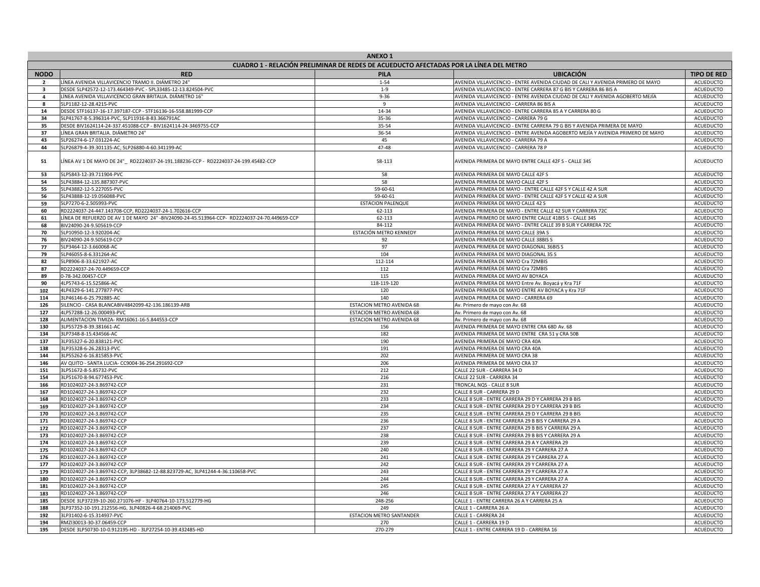## ANEXO 1

### CUADRO 1 - RELACIÓN PRELIMINAR DE REDES DE ACUEDUCTO AFECTADAS POR LA LÍNEA DEL METRO

| NODO | RED | PILA | UBICACIÓN | TIPO DE RED |
|---|---|---|---|---|
| 2 | LÍNEA AVENIDA VILLAVICENCIO TRAMO II. DIÁMETRO 24" | 1-54 | AVENIDA VILLAVICENCIO - ENTRE AVENIDA CIUDAD DE CALI Y AVENIDA PRIMERO DE MAYO | ACUEDUCTO |
| 3 | DESDE 5LP42572-12-173.464349-PVC - 5PL33485-12-13.824504-PVC | 1-9 | AVENIDA VILLAVICENCIO - ENTRE CARRERA 87 G BIS Y CARRERA 86 BIS A | ACUEDUCTO |
| 4 | LÍNEA AVENIDA VILLAVICENCIO GRAN BRITALIA. DIÁMETRO 16" | 9-36 | AVENIDA VILLAVICENCIO - ENTRE AVENIDA CIUDAD DE CALI Y AVENIDA AGOBERTO MEJÍA | ACUEDUCTO |
| 8 | 5LP1182-12-28.4215-PVC | 9 | AVENIDA VILLAVICENCIO - CARRERA 86 BIS A | ACUEDUCTO |
| 14 | DESDE STF16137-16-17.397187-CCP - STF16136-16-558.881999-CCP | 14-34 | AVENIDA VILLAVICENCIO - ENTRE CARRERA 85 A Y CARRERA 80 G | ACUEDUCTO |
| 34 | 5LP41767-8-5.396314-PVC, 5LP11916-8-83.366791AC | 35-36 | AVENIDA VILLAVICENCIO - CARRERA 79 G | ACUEDUCTO |
| 35 | DESDE BIV1624114-24-337.451088-CCP - BIV1624114-24-3469755-CCP | 35-54 | AVENIDA VILLAVICENCIO - ENTRE CARRERA 79 G BIS Y AVENIDA PRIMERA DE MAYO | ACUEDUCTO |
| 37 | LÍNEA GRAN BRITALIA. DIÁMETRO 24" | 36-54 | AVENIDA VILLAVICENCIO - ENTRE AVENIDA AGOBERTO MEJÍA Y AVENIDA PRIMERO DE MAYO | ACUEDUCTO |
| 43 | 5LP26274-6-17.031224-AC | 45 | AVENIDA VILLAVICENCIO - CARRERA 79 A | ACUEDUCTO |
| 44 | 5LP26879-4-39.301135-AC, 5LP26880-4-60.341199-AC | 47-48 | AVENIDA VILLAVICENCIO - CARRERA 78 P | ACUEDUCTO |
| 51 | LÍNEA AV 1 DE MAYO DE 24"_ RD2224037-24-191.188236-CCP - RD2224037-24-199.45482-CCP | 58-113 | AVENIDA PRIMERA DE MAYO ENTRE CALLE 42F S - CALLE 34S | ACUEDUCTO |
| 53 | 5LP5843-12-39.711904-PVC | 58 | AVENIDA PRIMERA DE MAYO CALLE 42F S | ACUEDUCTO |
| 54 | 5LP43884-12-135.887307-PVC | 58 | AVENIDA PRIMERA DE MAYO CALLE 42F S | ACUEDUCTO |
| 55 | 5LP43882-12-5.227055-PVC | 59-60-61 | AVENIDA PRIMERA DE MAYO - ENTRE CALLE 42F S Y CALLE 42 A SUR | ACUEDUCTO |
| 56 | 5LP43888-12-19.056088-PVC | 59-60-61 | AVENIDA PRIMERA DE MAYO - ENTRE CALLE 42F S Y CALLE 42 A SUR | ACUEDUCTO |
| 59 | 5LP7270-6-2.505993-PVC | ESTACION PALENQUE | AVENIDA PRIMERA DE MAYO CALLE 42 S | ACUEDUCTO |
| 60 | RD2224037-24-447.143708-CCP, RD2224037-24-1.702616-CCP | 62-113 | AVENIDA PRIMERA DE MAYO - ENTRE CALLE 42 SUR Y CARRERA 72C | ACUEDUCTO |
| 61 | LÍNEA DE REFUERZO DE AV 1 DE MAYO 24" -BIV24090-24-45.513964-CCP- RD2224037-24-70.449659-CCP | 62-113 | AVENIDA PRIMERO DE MAYO ENTRE CALLE 41BIS S - CALLE 34S | ACUEDUCTO |
| 68 | BIV24090-24-9.505619-CCP | 84-112 | AVENIDA PRIMERA DE MAYO - ENTRE CALLE 39 B SUR Y CARRERA 72C | ACUEDUCTO |
| 70 | 5LP10950-12-3.920204-AC | ESTACIÓN METRO KENNEDY | AVENIDA PRIMERA DE MAYO CALLE 39A S | ACUEDUCTO |
| 76 | BIV24090-24-9.505619-CCP | 92 | AVENIDA PRIMERA DE MAYO CALLE 38BIS S | ACUEDUCTO |
| 77 | 5LP3464-12-3.660068-AC | 97 | AVENIDA PRIMERA DE MAYO DIAGONAL 36BIS S | ACUEDUCTO |
| 79 | 5LP46055-8-6.331264-AC | 104 | AVENIDA PRIMERA DE MAYO DIAGONAL 35 S | ACUEDUCTO |
| 82 | 5LP8906-8-33.621927-AC | 112-114 | AVENIDA PRIMERA DE MAYO Cra 72MBIS | ACUEDUCTO |
| 87 | RD2224037-24-70.449659-CCP | 112 | AVENIDA PRIMERA DE MAYO Cra 72MBIS | ACUEDUCTO |
| 89 | 0-78-342.00457-CCP | 115 | AVENIDA PRIMERA DE MAYO AV BOYACA | ACUEDUCTO |
| 90 | 4LP5743-6-15.525866-AC | 118-119-120 | AVENIDA PRIMERA DE MAYO Entre Av. Boyacá y Kra 71F | ACUEDUCTO |
| 102 | 4LP4329-6-141.277877-PVC | 120 | AVENIDA PRIMERA DE MAYO ENTRE AV BOYACA y Kra 71F | ACUEDUCTO |
| 114 | 3LP46146-6-25.792885-AC | 140 | AVENIDA PRIMERA DE MAYO - CARRERA 69 | ACUEDUCTO |
| 126 | SILENCIO - CASA BLANCABIV4842099-42-136.186139-ARB | ESTACION METRO AVENIDA 68 | Av. Primero de mayo con Av. 68 | ACUEDUCTO |
| 127 | 4LP57288-12-26.000493-PVC | ESTACION METRO AVENIDA 68 | Av. Primero de mayo con Av. 68 | ACUEDUCTO |
| 128 | ALIMENTACION TIMIZA- RM16061-16-5.844553-CCP | ESTACION METRO AVENIDA 68 | Av. Primero de mayo con Av. 68 | ACUEDUCTO |
| 130 | 3LP55729-8-39.381661-AC | 156 | AVENIDA PRIMERA DE MAYO ENTRE CRA 68D Av. 68 | ACUEDUCTO |
| 134 | 3LP7348-8-15.434566-AC | 182 | AVENIDA PRIMERA DE MAYO ENTRE CRA 51 y CRA 50B | ACUEDUCTO |
| 137 | 3LP35327-6-20.838121-PVC | 190 | AVENIDA PRIMERA DE MAYO CRA 40A | ACUEDUCTO |
| 138 | 3LP35328-6-26.28313-PVC | 191 | AVENIDA PRIMERA DE MAYO CRA 40A | ACUEDUCTO |
| 144 | 3LP55262-6-16.815853-PVC | 202 | AVENIDA PRIMERA DE MAYO CRA 38 | ACUEDUCTO |
| 146 | AV QUITO - SANTA LUCIA- CC9004-36-254.291692-CCP | 206 | AVENIDA PRIMERA DE MAYO CRA 37 | ACUEDUCTO |
| 151 | 3LP51672-8-5.85732-PVC | 212 | CALLE 22 SUR - CARRERA 34 D | ACUEDUCTO |
| 154 | 3LP51670-8-94.677453-PVC | 216 | CALLE 22 SUR - CARRERA 34 | ACUEDUCTO |
| 166 | RD1024027-24-3.869742-CCP | 231 | TRONCAL NQS - CALLE 8 SUR | ACUEDUCTO |
| 167 | RD1024027-24-3.869742-CCP | 232 | CALLE 8 SUR - CARRERA 29 D | ACUEDUCTO |
| 168 | RD1024027-24-3.869742-CCP | 233 | CALLE 8 SUR - ENTRE CARRERA 29 D Y CARRERA 29 B BIS | ACUEDUCTO |
| 169 | RD1024027-24-3.869742-CCP | 234 | CALLE 8 SUR - ENTRE CARRERA 29 D Y CARRERA 29 B BIS | ACUEDUCTO |
| 170 | RD1024027-24-3.869742-CCP | 235 | CALLE 8 SUR - ENTRE CARRERA 29 D Y CARRERA 29 B BIS | ACUEDUCTO |
| 171 | RD1024027-24-3.869742-CCP | 236 | CALLE 8 SUR - ENTRE CARRERA 29 B BIS Y CARRERA 29 A | ACUEDUCTO |
| 172 | RD1024027-24-3.869742-CCP | 237 | CALLE 8 SUR - ENTRE CARRERA 29 B BIS Y CARRERA 29 A | ACUEDUCTO |
| 173 | RD1024027-24-3.869742-CCP | 238 | CALLE 8 SUR - ENTRE CARRERA 29 B BIS Y CARRERA 29 A | ACUEDUCTO |
| 174 | RD1024027-24-3.869742-CCP | 239 | CALLE 8 SUR - ENTRE CARRERA 29 A Y CARRERA 29 | ACUEDUCTO |
| 175 | RD1024027-24-3.869742-CCP | 240 | CALLE 8 SUR - ENTRE CARRERA 29 Y CARRERA 27 A | ACUEDUCTO |
| 176 | RD1024027-24-3.869742-CCP | 241 | CALLE 8 SUR - ENTRE CARRERA 29 Y CARRERA 27 A | ACUEDUCTO |
| 177 | RD1024027-24-3.869742-CCP | 242 | CALLE 8 SUR - ENTRE CARRERA 29 Y CARRERA 27 A | ACUEDUCTO |
| 179 | RD1024027-24-3.869742-CCP, 3LP38682-12-88.823729-AC, 3LP41244-4-36.110658-PVC | 243 | CALLE 8 SUR - ENTRE CARRERA 29 Y CARRERA 27 A | ACUEDUCTO |
| 180 | RD1024027-24-3.869742-CCP | 244 | CALLE 8 SUR - ENTRE CARRERA 29 Y CARRERA 27 A | ACUEDUCTO |
| 181 | RD1024027-24-3.869742-CCP | 245 | CALLE 8 SUR - ENTRE CARRERA 27 A Y CARRERA 27 | ACUEDUCTO |
| 183 | RD1024027-24-3.869742-CCP | 246 | CALLE 8 SUR - ENTRE CARRERA 27 A Y CARRERA 27 | ACUEDUCTO |
| 185 | DESDE 3LP37239-10-260.271076-HF - 3LP40764-10-173.512779-HG | 248-256 | CALLE 1 - ENTRE CARRERA 26 A Y CARRERA 25 A | ACUEDUCTO |
| 188 | 3LP37352-10-191.212556-HG, 3LP40826-4-68.214069-PVC | 249 | CALLE 1 - CARRERA 26 A | ACUEDUCTO |
| 192 | 3LP31402-6-15.314937-PVC | ESTACION METRO SANTANDER | CALLE 1 - CARRERA 24 | ACUEDUCTO |
| 194 | RMZI30013-30-37.06459-CCP | 270 | CALLE 1 - CARRERA 19 D | ACUEDUCTO |
| 195 | DESDE 3LP50730-10-0.912195-HD - 3LP27254-10-39.432485-HD | 270-279 | CALLE 1 - ENTRE CARRERA 19 D - CARRERA 16 | ACUEDUCTO |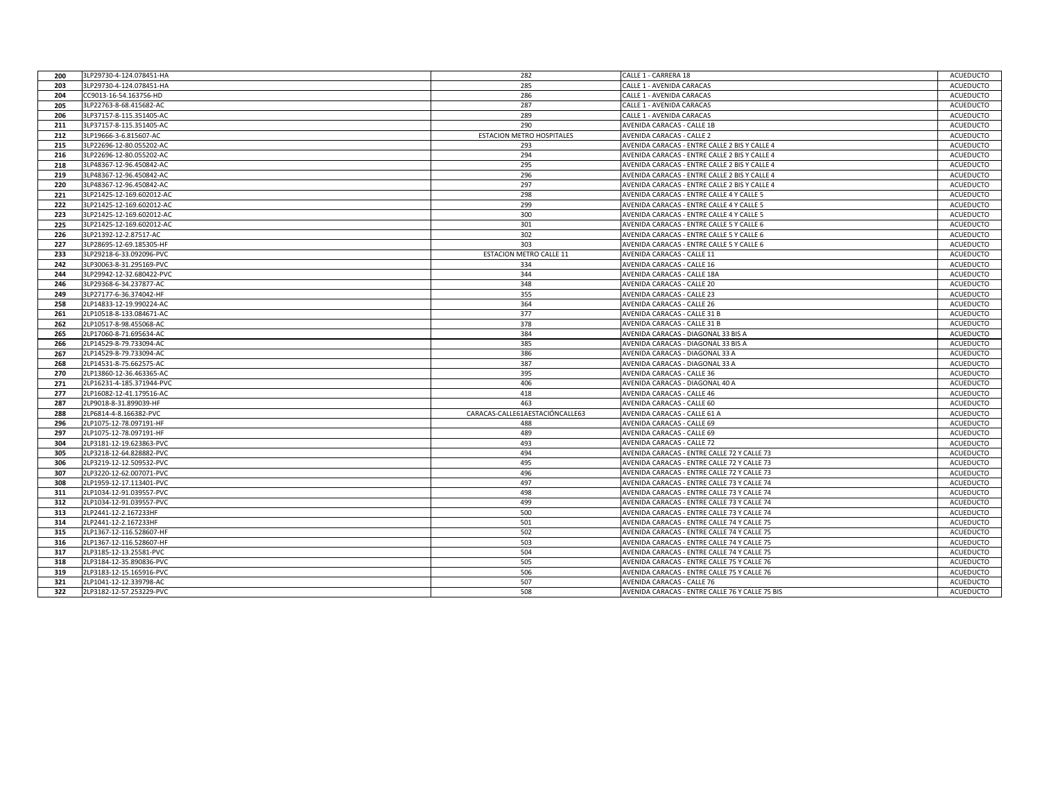| | | | | |
|---|---|---|---|---|
| 200 | 3LP29730-4-124.078451-HA | 282 | CALLE 1 - CARRERA 18 | ACUEDUCTO |
| 203 | 3LP29730-4-124.078451-HA | 285 | CALLE 1 - AVENIDA CARACAS | ACUEDUCTO |
| 204 | CC9013-16-54.163756-HD | 286 | CALLE 1 - AVENIDA CARACAS | ACUEDUCTO |
| 205 | 3LP22763-8-68.415682-AC | 287 | CALLE 1 - AVENIDA CARACAS | ACUEDUCTO |
| 206 | 3LP37157-8-115.351405-AC | 289 | CALLE 1 - AVENIDA CARACAS | ACUEDUCTO |
| 211 | 3LP37157-8-115.351405-AC | 290 | AVENIDA CARACAS - CALLE 1B | ACUEDUCTO |
| 212 | 3LP19666-3-6.815607-AC | ESTACION METRO HOSPITALES | AVENIDA CARACAS - CALLE 2 | ACUEDUCTO |
| 215 | 3LP22696-12-80.055202-AC | 293 | AVENIDA CARACAS - ENTRE CALLE 2 BIS Y CALLE 4 | ACUEDUCTO |
| 216 | 3LP22696-12-80.055202-AC | 294 | AVENIDA CARACAS - ENTRE CALLE 2 BIS Y CALLE 4 | ACUEDUCTO |
| 218 | 3LP48367-12-96.450842-AC | 295 | AVENIDA CARACAS - ENTRE CALLE 2 BIS Y CALLE 4 | ACUEDUCTO |
| 219 | 3LP48367-12-96.450842-AC | 296 | AVENIDA CARACAS - ENTRE CALLE 2 BIS Y CALLE 4 | ACUEDUCTO |
| 220 | 3LP48367-12-96.450842-AC | 297 | AVENIDA CARACAS - ENTRE CALLE 2 BIS Y CALLE 4 | ACUEDUCTO |
| 221 | 3LP21425-12-169.602012-AC | 298 | AVENIDA CARACAS - ENTRE CALLE 4 Y CALLE 5 | ACUEDUCTO |
| 222 | 3LP21425-12-169.602012-AC | 299 | AVENIDA CARACAS - ENTRE CALLE 4 Y CALLE 5 | ACUEDUCTO |
| 223 | 3LP21425-12-169.602012-AC | 300 | AVENIDA CARACAS - ENTRE CALLE 4 Y CALLE 5 | ACUEDUCTO |
| 225 | 3LP21425-12-169.602012-AC | 301 | AVENIDA CARACAS - ENTRE CALLE 5 Y CALLE 6 | ACUEDUCTO |
| 226 | 3LP21392-12-2.87517-AC | 302 | AVENIDA CARACAS - ENTRE CALLE 5 Y CALLE 6 | ACUEDUCTO |
| 227 | 3LP28695-12-69.185305-HF | 303 | AVENIDA CARACAS - ENTRE CALLE 5 Y CALLE 6 | ACUEDUCTO |
| 233 | 3LP29218-6-33.092096-PVC | ESTACION METRO CALLE 11 | AVENIDA CARACAS - CALLE 11 | ACUEDUCTO |
| 242 | 3LP30063-8-31.295169-PVC | 334 | AVENIDA CARACAS - CALLE 16 | ACUEDUCTO |
| 244 | 3LP29942-12-32.680422-PVC | 344 | AVENIDA CARACAS - CALLE 18A | ACUEDUCTO |
| 246 | 3LP29368-6-34.237877-AC | 348 | AVENIDA CARACAS - CALLE 20 | ACUEDUCTO |
| 249 | 3LP27177-6-36.374042-HF | 355 | AVENIDA CARACAS - CALLE 23 | ACUEDUCTO |
| 258 | 2LP14833-12-19.990224-AC | 364 | AVENIDA CARACAS - CALLE 26 | ACUEDUCTO |
| 261 | 2LP10518-8-133.084671-AC | 377 | AVENIDA CARACAS - CALLE 31 B | ACUEDUCTO |
| 262 | 2LP10517-8-98.455068-AC | 378 | AVENIDA CARACAS - CALLE 31 B | ACUEDUCTO |
| 265 | 2LP17060-8-71.695634-AC | 384 | AVENIDA CARACAS - DIAGONAL 33 BIS A | ACUEDUCTO |
| 266 | 2LP14529-8-79.733094-AC | 385 | AVENIDA CARACAS - DIAGONAL 33 BIS A | ACUEDUCTO |
| 267 | 2LP14529-8-79.733094-AC | 386 | AVENIDA CARACAS - DIAGONAL 33 A | ACUEDUCTO |
| 268 | 2LP14531-8-75.662575-AC | 387 | AVENIDA CARACAS - DIAGONAL 33 A | ACUEDUCTO |
| 270 | 2LP13860-12-36.463365-AC | 395 | AVENIDA CARACAS - CALLE 36 | ACUEDUCTO |
| 271 | 2LP16231-4-185.371944-PVC | 406 | AVENIDA CARACAS - DIAGONAL 40 A | ACUEDUCTO |
| 277 | 2LP16082-12-41.179516-AC | 418 | AVENIDA CARACAS - CALLE 46 | ACUEDUCTO |
| 287 | 2LP9018-8-31.899039-HF | 463 | AVENIDA CARACAS - CALLE 60 | ACUEDUCTO |
| 288 | 2LP6814-4-8.166382-PVC | CARACAS-CALLE61AESTACIÓNCALLE63 | AVENIDA CARACAS - CALLE 61 A | ACUEDUCTO |
| 296 | 2LP1075-12-78.097191-HF | 488 | AVENIDA CARACAS - CALLE 69 | ACUEDUCTO |
| 297 | 2LP1075-12-78.097191-HF | 489 | AVENIDA CARACAS - CALLE 69 | ACUEDUCTO |
| 304 | 2LP3181-12-19.623863-PVC | 493 | AVENIDA CARACAS - CALLE 72 | ACUEDUCTO |
| 305 | 2LP3218-12-64.828882-PVC | 494 | AVENIDA CARACAS - ENTRE CALLE 72 Y CALLE 73 | ACUEDUCTO |
| 306 | 2LP3219-12-12.509532-PVC | 495 | AVENIDA CARACAS - ENTRE CALLE 72 Y CALLE 73 | ACUEDUCTO |
| 307 | 2LP3220-12-62.007071-PVC | 496 | AVENIDA CARACAS - ENTRE CALLE 72 Y CALLE 73 | ACUEDUCTO |
| 308 | 2LP1959-12-17.113401-PVC | 497 | AVENIDA CARACAS - ENTRE CALLE 73 Y CALLE 74 | ACUEDUCTO |
| 311 | 2LP1034-12-91.039557-PVC | 498 | AVENIDA CARACAS - ENTRE CALLE 73 Y CALLE 74 | ACUEDUCTO |
| 312 | 2LP1034-12-91.039557-PVC | 499 | AVENIDA CARACAS - ENTRE CALLE 73 Y CALLE 74 | ACUEDUCTO |
| 313 | 2LP2441-12-2.167233HF | 500 | AVENIDA CARACAS - ENTRE CALLE 73 Y CALLE 74 | ACUEDUCTO |
| 314 | 2LP2441-12-2.167233HF | 501 | AVENIDA CARACAS - ENTRE CALLE 74 Y CALLE 75 | ACUEDUCTO |
| 315 | 2LP1367-12-116.528607-HF | 502 | AVENIDA CARACAS - ENTRE CALLE 74 Y CALLE 75 | ACUEDUCTO |
| 316 | 2LP1367-12-116.528607-HF | 503 | AVENIDA CARACAS - ENTRE CALLE 74 Y CALLE 75 | ACUEDUCTO |
| 317 | 2LP3185-12-13.25581-PVC | 504 | AVENIDA CARACAS - ENTRE CALLE 74 Y CALLE 75 | ACUEDUCTO |
| 318 | 2LP3184-12-35.890836-PVC | 505 | AVENIDA CARACAS - ENTRE CALLE 75 Y CALLE 76 | ACUEDUCTO |
| 319 | 2LP3183-12-15.165916-PVC | 506 | AVENIDA CARACAS - ENTRE CALLE 75 Y CALLE 76 | ACUEDUCTO |
| 321 | 2LP1041-12-12.339798-AC | 507 | AVENIDA CARACAS - CALLE 76 | ACUEDUCTO |
| 322 | 2LP3182-12-57.253229-PVC | 508 | AVENIDA CARACAS - ENTRE CALLE 76 Y CALLE 75 BIS | ACUEDUCTO |